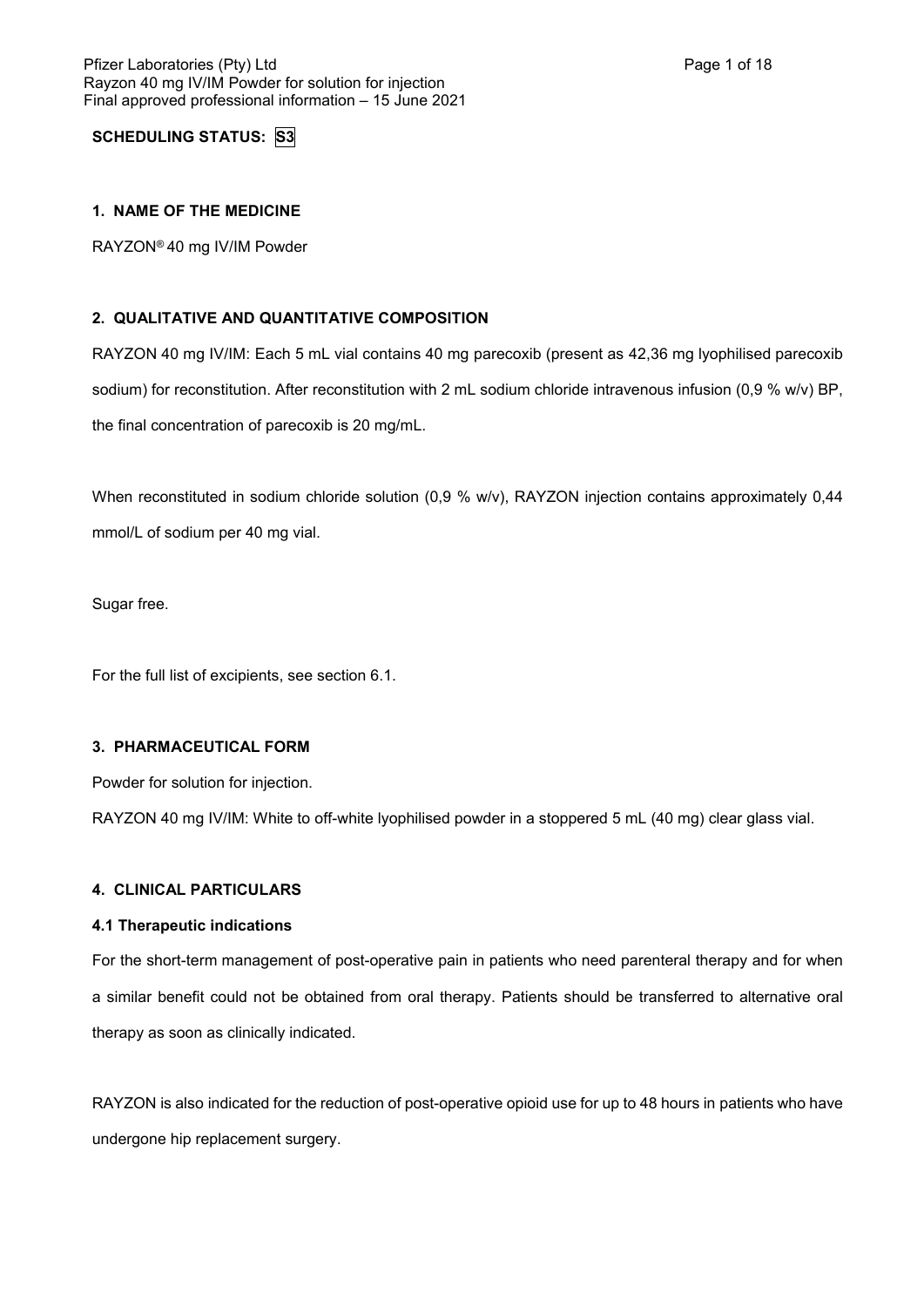**SCHEDULING STATUS: S3**

## 1. NAME OF THE MEDICINE

RAYZON® 40 mg IV/IM Powder

## 2. QUALITATIVE AND QUANTITATIVE COMPOSITION

RAYZON 40 mg IV/IM: Each 5 mL vial contains 40 mg parecoxib (present as 42,36 mg lyophilised parecoxib sodium) for reconstitution. After reconstitution with 2 mL sodium chloride intravenous infusion (0,9 % w/v) BP, the final concentration of parecoxib is 20 mg/mL.

When reconstituted in sodium chloride solution (0,9 % w/v), RAYZON injection contains approximately 0,44 mmol/L of sodium per 40 mg vial.

Sugar free.

For the full list of excipients, see section 6.1.

## 3. PHARMACEUTICAL FORM

Powder for solution for injection.

RAYZON 40 mg IV/IM: White to off-white lyophilised powder in a stoppered 5 mL (40 mg) clear glass vial.

## 4. CLINICAL PARTICULARS

### 4.1 Therapeutic indications

For the short-term management of post-operative pain in patients who need parenteral therapy and for when a similar benefit could not be obtained from oral therapy. Patients should be transferred to alternative oral therapy as soon as clinically indicated.

RAYZON is also indicated for the reduction of post-operative opioid use for up to 48 hours in patients who have undergone hip replacement surgery.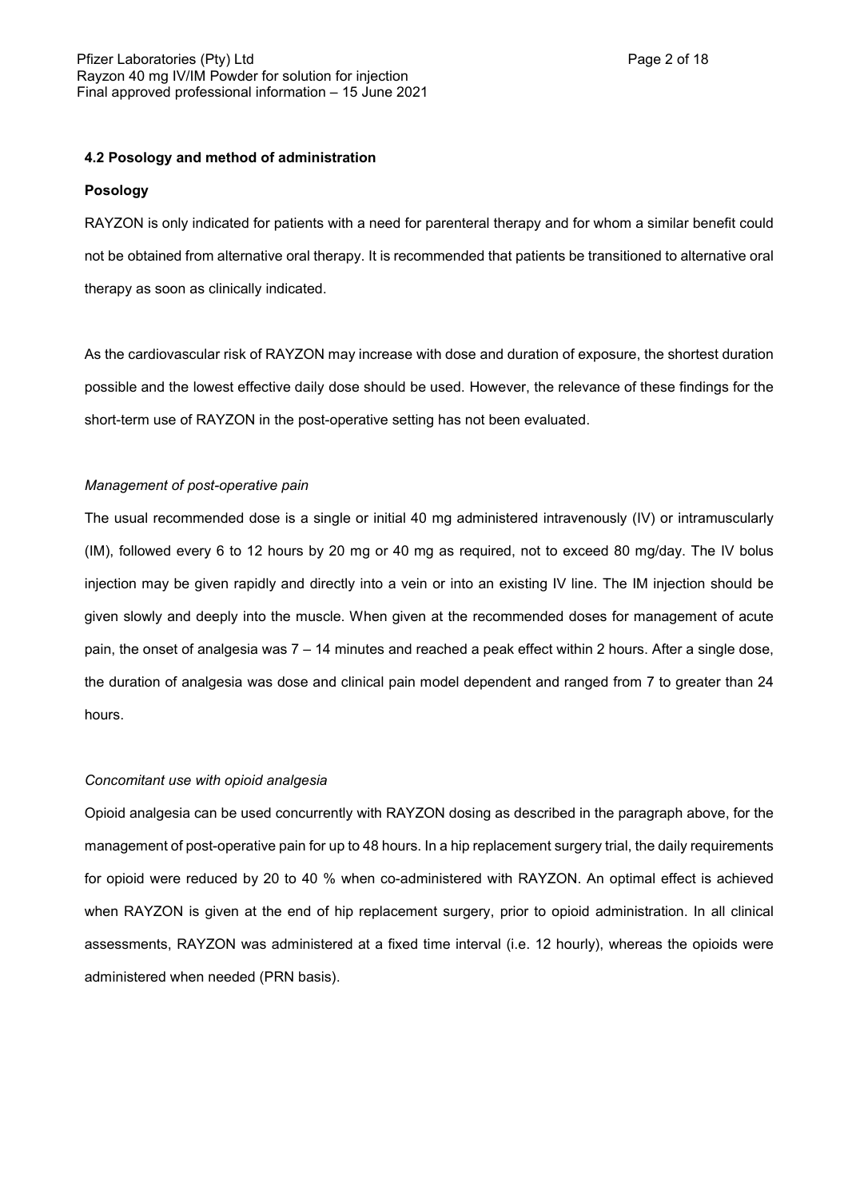### 4.2 Posology and method of administration

#### Posology

RAYZON is only indicated for patients with a need for parenteral therapy and for whom a similar benefit could not be obtained from alternative oral therapy. It is recommended that patients be transitioned to alternative oral therapy as soon as clinically indicated.

As the cardiovascular risk of RAYZON may increase with dose and duration of exposure, the shortest duration possible and the lowest effective daily dose should be used. However, the relevance of these findings for the short-term use of RAYZON in the post-operative setting has not been evaluated.

*Management of post-operative pain*

The usual recommended dose is a single or initial 40 mg administered intravenously (IV) or intramuscularly (IM), followed every 6 to 12 hours by 20 mg or 40 mg as required, not to exceed 80 mg/day. The IV bolus injection may be given rapidly and directly into a vein or into an existing IV line. The IM injection should be given slowly and deeply into the muscle. When given at the recommended doses for management of acute pain, the onset of analgesia was 7 – 14 minutes and reached a peak effect within 2 hours. After a single dose, the duration of analgesia was dose and clinical pain model dependent and ranged from 7 to greater than 24 hours.

*Concomitant use with opioid analgesia*

Opioid analgesia can be used concurrently with RAYZON dosing as described in the paragraph above, for the management of post-operative pain for up to 48 hours. In a hip replacement surgery trial, the daily requirements for opioid were reduced by 20 to 40 % when co-administered with RAYZON. An optimal effect is achieved when RAYZON is given at the end of hip replacement surgery, prior to opioid administration. In all clinical assessments, RAYZON was administered at a fixed time interval (i.e. 12 hourly), whereas the opioids were administered when needed (PRN basis).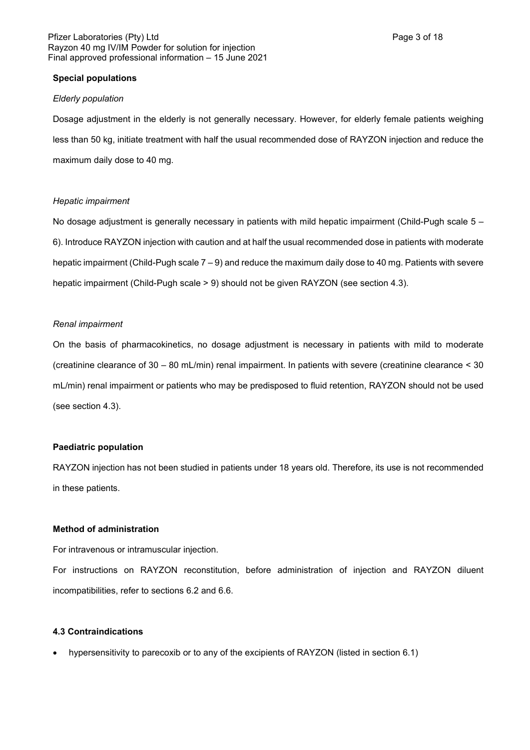**Special populations**

*Elderly population*

Dosage adjustment in the elderly is not generally necessary. However, for elderly female patients weighing less than 50 kg, initiate treatment with half the usual recommended dose of RAYZON injection and reduce the maximum daily dose to 40 mg.

*Hepatic impairment*

No dosage adjustment is generally necessary in patients with mild hepatic impairment (Child-Pugh scale 5 – 6). Introduce RAYZON injection with caution and at half the usual recommended dose in patients with moderate hepatic impairment (Child-Pugh scale 7 – 9) and reduce the maximum daily dose to 40 mg. Patients with severe hepatic impairment (Child-Pugh scale > 9) should not be given RAYZON (see section 4.3).

*Renal impairment*

On the basis of pharmacokinetics, no dosage adjustment is necessary in patients with mild to moderate (creatinine clearance of 30 – 80 mL/min) renal impairment. In patients with severe (creatinine clearance < 30 mL/min) renal impairment or patients who may be predisposed to fluid retention, RAYZON should not be used (see section 4.3).

**Paediatric population**

RAYZON injection has not been studied in patients under 18 years old. Therefore, its use is not recommended in these patients.

**Method of administration**

For intravenous or intramuscular injection.

For instructions on RAYZON reconstitution, before administration of injection and RAYZON diluent incompatibilities, refer to sections 6.2 and 6.6.

**4.3 Contraindications**

- hypersensitivity to parecoxib or to any of the excipients of RAYZON (listed in section 6.1)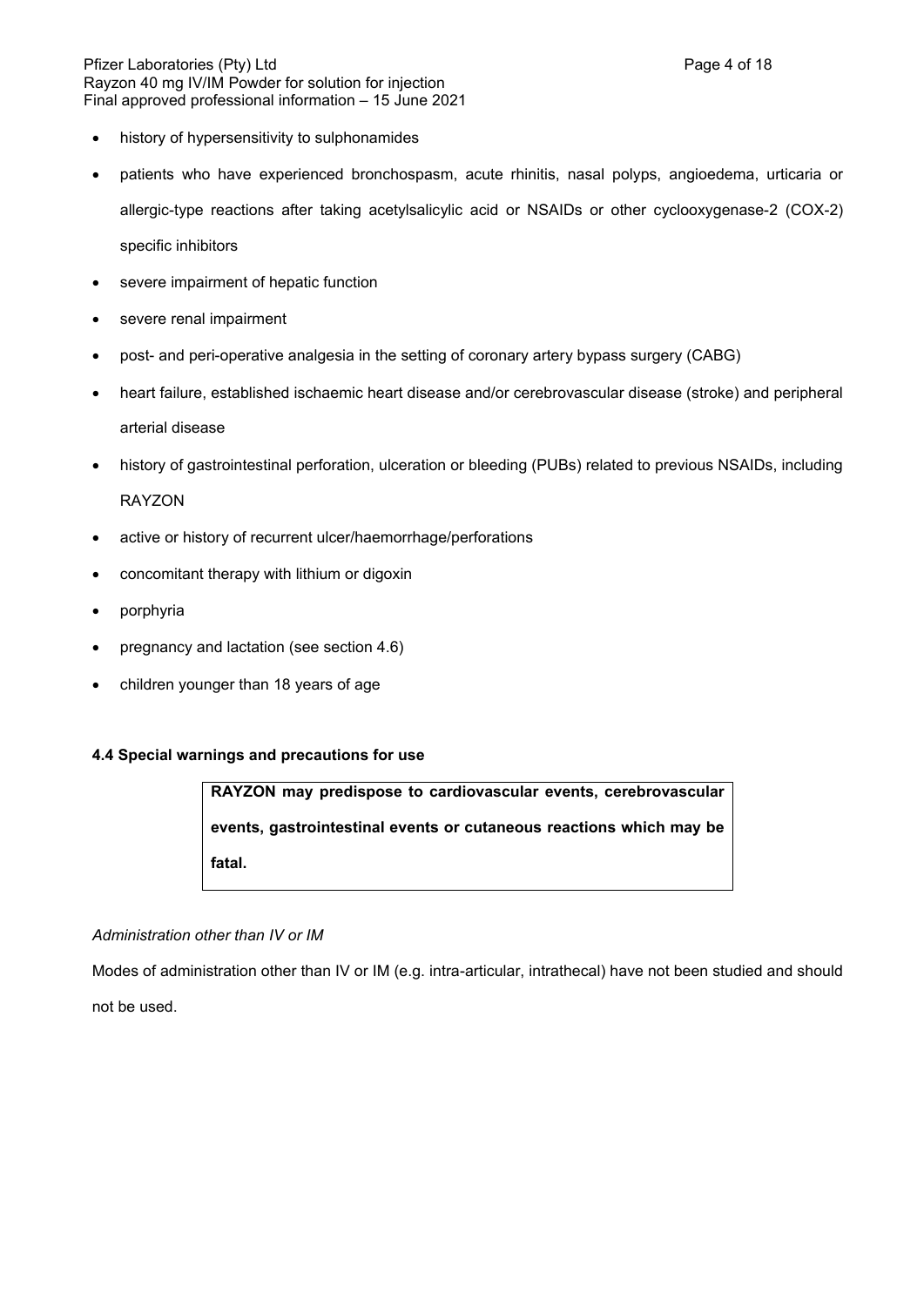- history of hypersensitivity to sulphonamides
- patients who have experienced bronchospasm, acute rhinitis, nasal polyps, angioedema, urticaria or allergic-type reactions after taking acetylsalicylic acid or NSAIDs or other cyclooxygenase-2 (COX-2) specific inhibitors
- severe impairment of hepatic function
- severe renal impairment
- post- and peri-operative analgesia in the setting of coronary artery bypass surgery (CABG)
- heart failure, established ischaemic heart disease and/or cerebrovascular disease (stroke) and peripheral arterial disease
- history of gastrointestinal perforation, ulceration or bleeding (PUBs) related to previous NSAIDs, including RAYZON
- active or history of recurrent ulcer/haemorrhage/perforations
- concomitant therapy with lithium or digoxin
- porphyria
- pregnancy and lactation (see section 4.6)
- children younger than 18 years of age

**4.4 Special warnings and precautions for use**

| **RAYZON may predispose to cardiovascular events, cerebrovascular events, gastrointestinal events or cutaneous reactions which may be fatal.** |
|---|

*Administration other than IV or IM*

Modes of administration other than IV or IM (e.g. intra-articular, intrathecal) have not been studied and should not be used.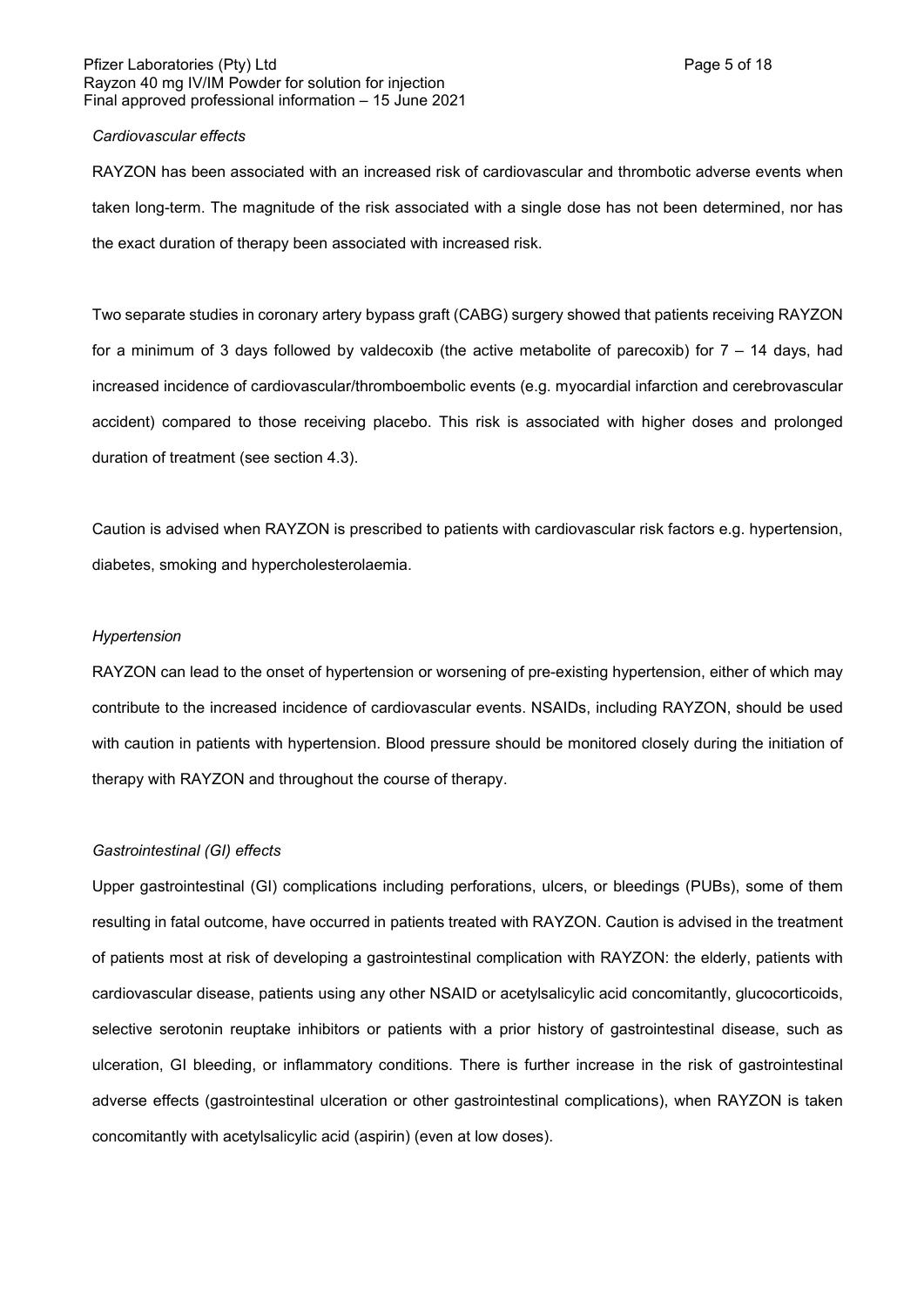*Cardiovascular effects*

RAYZON has been associated with an increased risk of cardiovascular and thrombotic adverse events when taken long-term. The magnitude of the risk associated with a single dose has not been determined, nor has the exact duration of therapy been associated with increased risk.

Two separate studies in coronary artery bypass graft (CABG) surgery showed that patients receiving RAYZON for a minimum of 3 days followed by valdecoxib (the active metabolite of parecoxib) for 7 – 14 days, had increased incidence of cardiovascular/thromboembolic events (e.g. myocardial infarction and cerebrovascular accident) compared to those receiving placebo. This risk is associated with higher doses and prolonged duration of treatment (see section 4.3).

Caution is advised when RAYZON is prescribed to patients with cardiovascular risk factors e.g. hypertension, diabetes, smoking and hypercholesterolaemia.

*Hypertension*

RAYZON can lead to the onset of hypertension or worsening of pre-existing hypertension, either of which may contribute to the increased incidence of cardiovascular events. NSAIDs, including RAYZON, should be used with caution in patients with hypertension. Blood pressure should be monitored closely during the initiation of therapy with RAYZON and throughout the course of therapy.

*Gastrointestinal (GI) effects*

Upper gastrointestinal (GI) complications including perforations, ulcers, or bleedings (PUBs), some of them resulting in fatal outcome, have occurred in patients treated with RAYZON. Caution is advised in the treatment of patients most at risk of developing a gastrointestinal complication with RAYZON: the elderly, patients with cardiovascular disease, patients using any other NSAID or acetylsalicylic acid concomitantly, glucocorticoids, selective serotonin reuptake inhibitors or patients with a prior history of gastrointestinal disease, such as ulceration, GI bleeding, or inflammatory conditions. There is further increase in the risk of gastrointestinal adverse effects (gastrointestinal ulceration or other gastrointestinal complications), when RAYZON is taken concomitantly with acetylsalicylic acid (aspirin) (even at low doses).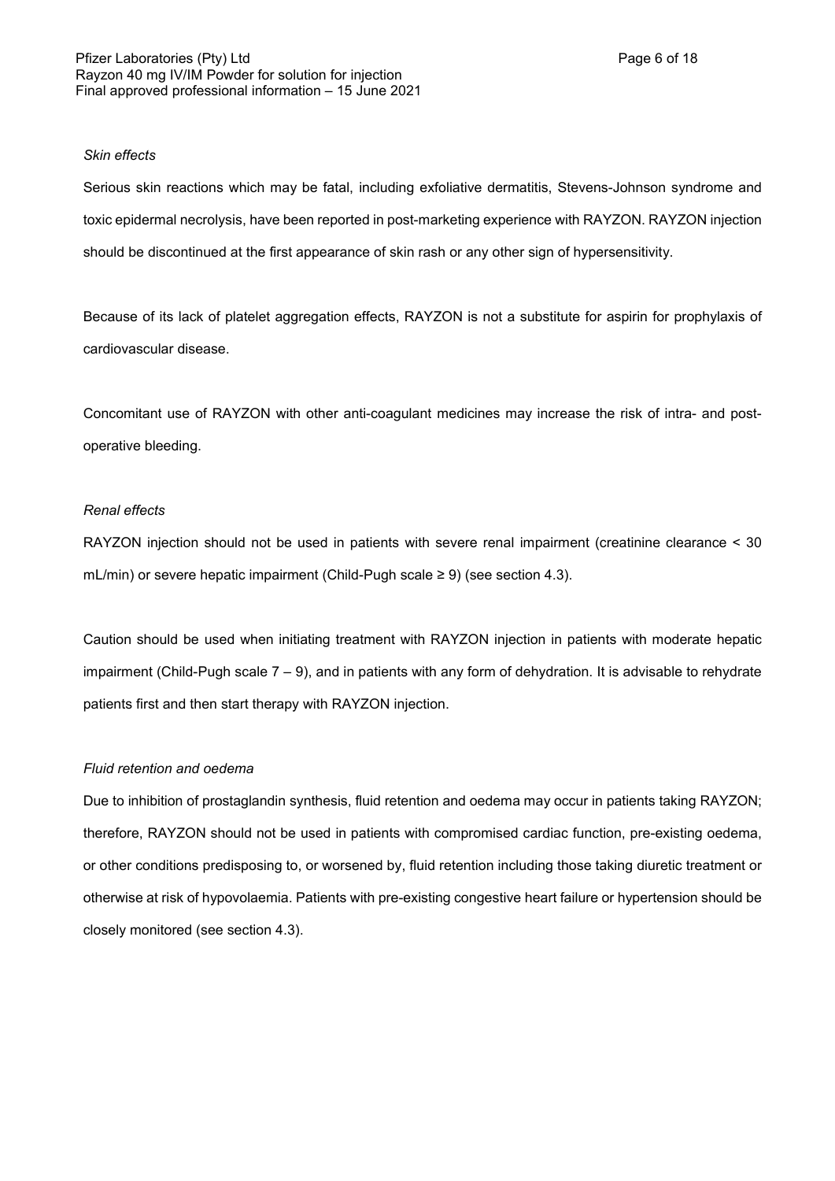*Skin effects*

Serious skin reactions which may be fatal, including exfoliative dermatitis, Stevens-Johnson syndrome and toxic epidermal necrolysis, have been reported in post-marketing experience with RAYZON. RAYZON injection should be discontinued at the first appearance of skin rash or any other sign of hypersensitivity.

Because of its lack of platelet aggregation effects, RAYZON is not a substitute for aspirin for prophylaxis of cardiovascular disease.

Concomitant use of RAYZON with other anti-coagulant medicines may increase the risk of intra- and post-operative bleeding.

*Renal effects*

RAYZON injection should not be used in patients with severe renal impairment (creatinine clearance < 30 mL/min) or severe hepatic impairment (Child-Pugh scale ≥ 9) (see section 4.3).

Caution should be used when initiating treatment with RAYZON injection in patients with moderate hepatic impairment (Child-Pugh scale 7 – 9), and in patients with any form of dehydration. It is advisable to rehydrate patients first and then start therapy with RAYZON injection.

*Fluid retention and oedema*

Due to inhibition of prostaglandin synthesis, fluid retention and oedema may occur in patients taking RAYZON; therefore, RAYZON should not be used in patients with compromised cardiac function, pre-existing oedema, or other conditions predisposing to, or worsened by, fluid retention including those taking diuretic treatment or otherwise at risk of hypovolaemia. Patients with pre-existing congestive heart failure or hypertension should be closely monitored (see section 4.3).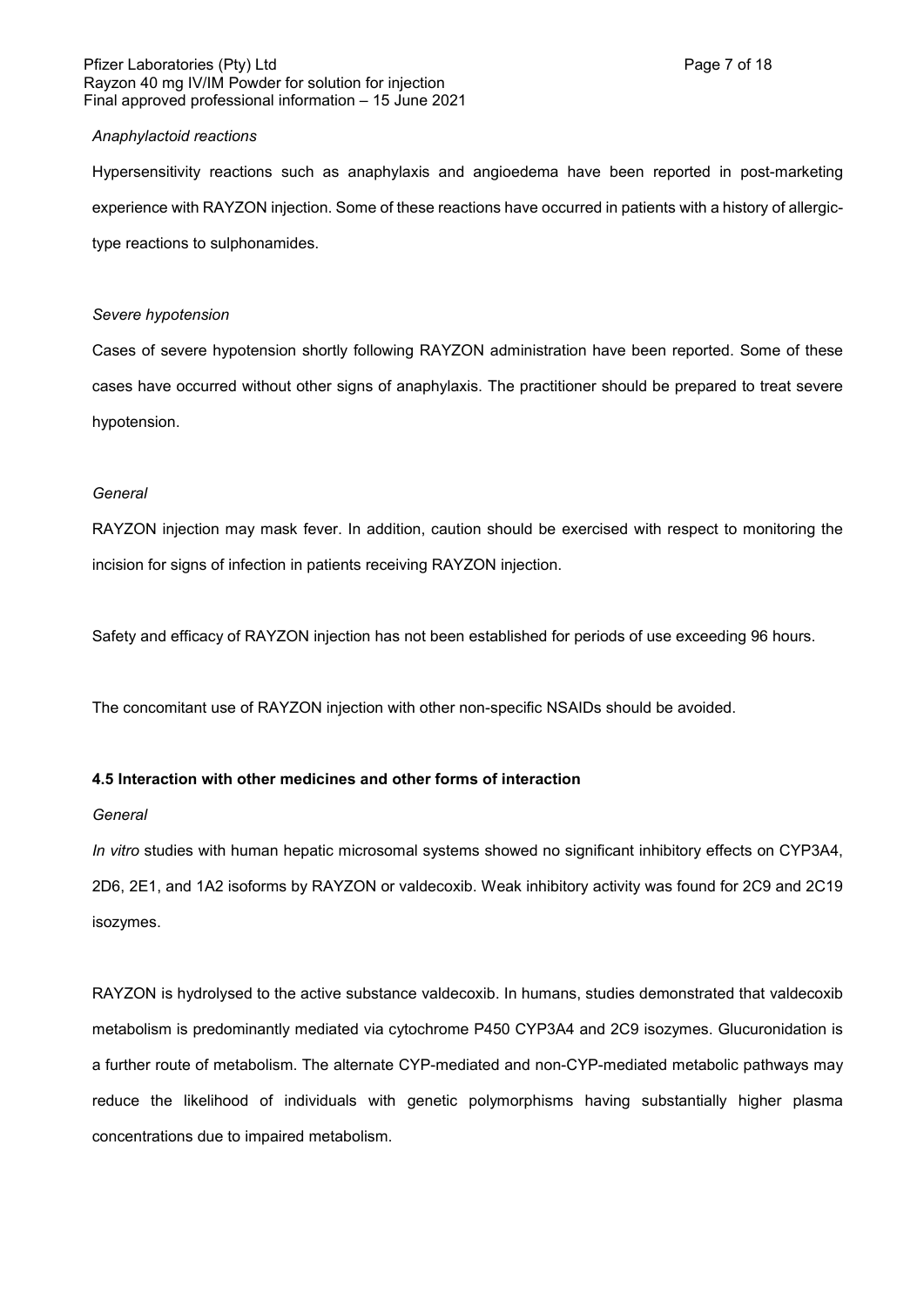*Anaphylactoid reactions*

Hypersensitivity reactions such as anaphylaxis and angioedema have been reported in post-marketing experience with RAYZON injection. Some of these reactions have occurred in patients with a history of allergic-type reactions to sulphonamides.

*Severe hypotension*

Cases of severe hypotension shortly following RAYZON administration have been reported. Some of these cases have occurred without other signs of anaphylaxis. The practitioner should be prepared to treat severe hypotension.

*General*

RAYZON injection may mask fever. In addition, caution should be exercised with respect to monitoring the incision for signs of infection in patients receiving RAYZON injection.

Safety and efficacy of RAYZON injection has not been established for periods of use exceeding 96 hours.

The concomitant use of RAYZON injection with other non-specific NSAIDs should be avoided.

### 4.5 Interaction with other medicines and other forms of interaction

*General*

*In vitro* studies with human hepatic microsomal systems showed no significant inhibitory effects on CYP3A4, 2D6, 2E1, and 1A2 isoforms by RAYZON or valdecoxib. Weak inhibitory activity was found for 2C9 and 2C19 isozymes.

RAYZON is hydrolysed to the active substance valdecoxib. In humans, studies demonstrated that valdecoxib metabolism is predominantly mediated via cytochrome P450 CYP3A4 and 2C9 isozymes. Glucuronidation is a further route of metabolism. The alternate CYP-mediated and non-CYP-mediated metabolic pathways may reduce the likelihood of individuals with genetic polymorphisms having substantially higher plasma concentrations due to impaired metabolism.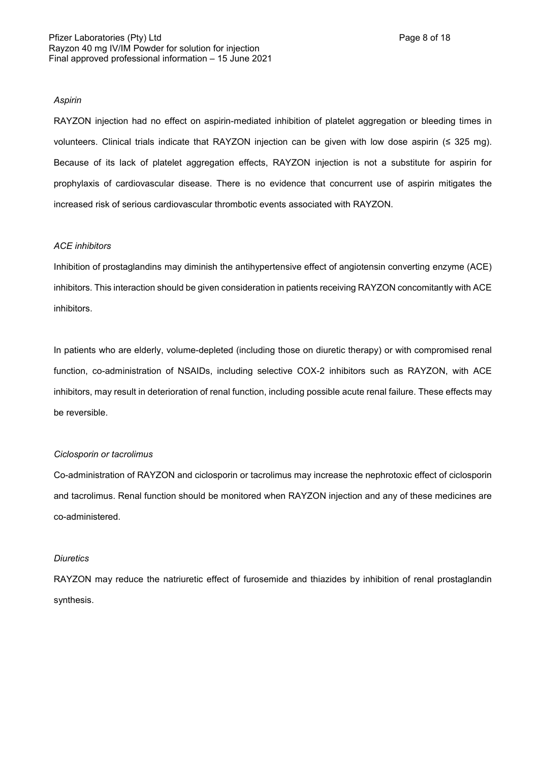*Aspirin*

RAYZON injection had no effect on aspirin-mediated inhibition of platelet aggregation or bleeding times in volunteers. Clinical trials indicate that RAYZON injection can be given with low dose aspirin (≤ 325 mg). Because of its lack of platelet aggregation effects, RAYZON injection is not a substitute for aspirin for prophylaxis of cardiovascular disease. There is no evidence that concurrent use of aspirin mitigates the increased risk of serious cardiovascular thrombotic events associated with RAYZON.

*ACE inhibitors*

Inhibition of prostaglandins may diminish the antihypertensive effect of angiotensin converting enzyme (ACE) inhibitors. This interaction should be given consideration in patients receiving RAYZON concomitantly with ACE inhibitors.

In patients who are elderly, volume-depleted (including those on diuretic therapy) or with compromised renal function, co-administration of NSAIDs, including selective COX-2 inhibitors such as RAYZON, with ACE inhibitors, may result in deterioration of renal function, including possible acute renal failure. These effects may be reversible.

*Ciclosporin or tacrolimus*

Co-administration of RAYZON and ciclosporin or tacrolimus may increase the nephrotoxic effect of ciclosporin and tacrolimus. Renal function should be monitored when RAYZON injection and any of these medicines are co-administered.

*Diuretics*

RAYZON may reduce the natriuretic effect of furosemide and thiazides by inhibition of renal prostaglandin synthesis.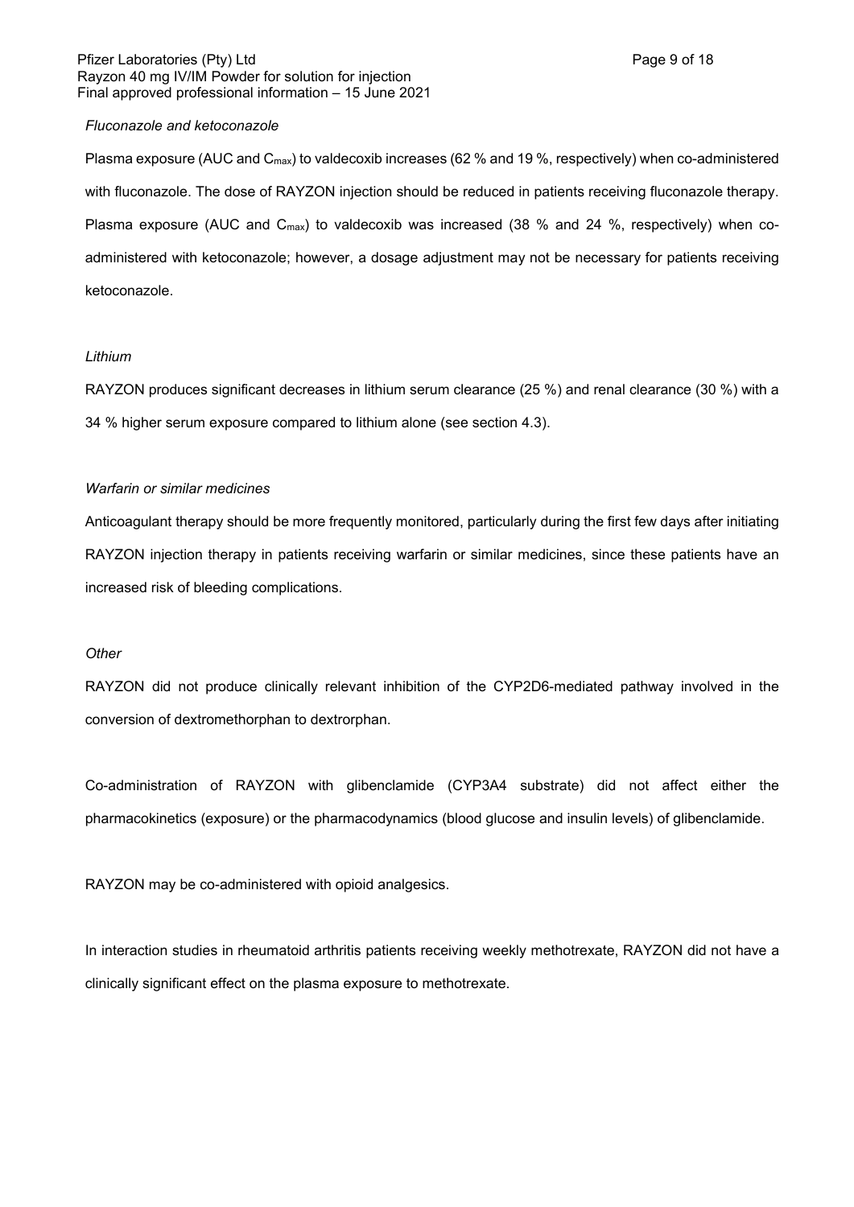*Fluconazole and ketoconazole*

Plasma exposure (AUC and $C_{max}$) to valdecoxib increases (62 % and 19 %, respectively) when co-administered with fluconazole. The dose of RAYZON injection should be reduced in patients receiving fluconazole therapy. Plasma exposure (AUC and $C_{max}$) to valdecoxib was increased (38 % and 24 %, respectively) when co-administered with ketoconazole; however, a dosage adjustment may not be necessary for patients receiving ketoconazole.

*Lithium*

RAYZON produces significant decreases in lithium serum clearance (25 %) and renal clearance (30 %) with a 34 % higher serum exposure compared to lithium alone (see section 4.3).

*Warfarin or similar medicines*

Anticoagulant therapy should be more frequently monitored, particularly during the first few days after initiating RAYZON injection therapy in patients receiving warfarin or similar medicines, since these patients have an increased risk of bleeding complications.

*Other*

RAYZON did not produce clinically relevant inhibition of the CYP2D6-mediated pathway involved in the conversion of dextromethorphan to dextrorphan.

Co-administration of RAYZON with glibenclamide (CYP3A4 substrate) did not affect either the pharmacokinetics (exposure) or the pharmacodynamics (blood glucose and insulin levels) of glibenclamide.

RAYZON may be co-administered with opioid analgesics.

In interaction studies in rheumatoid arthritis patients receiving weekly methotrexate, RAYZON did not have a clinically significant effect on the plasma exposure to methotrexate.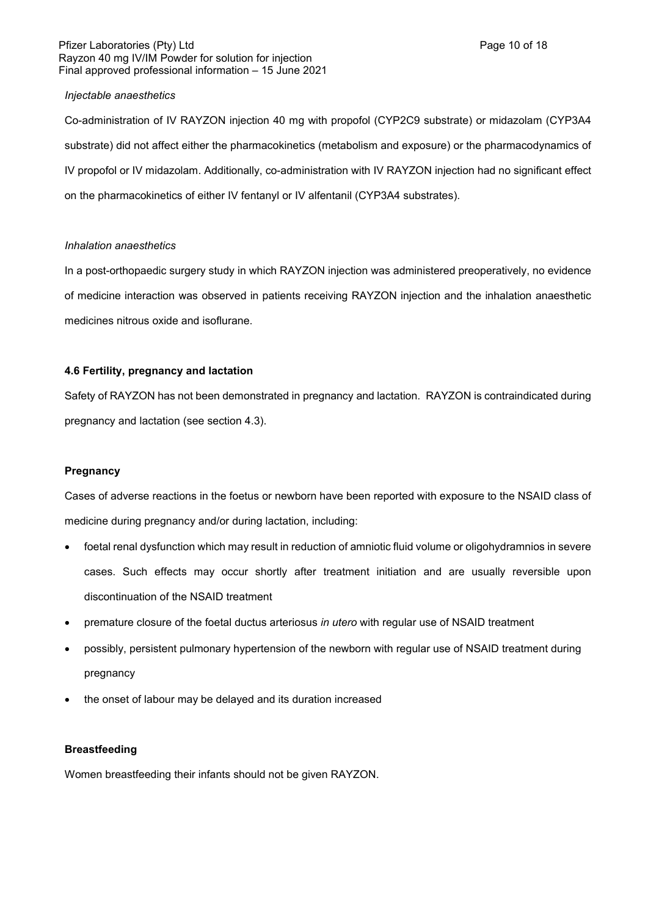*Injectable anaesthetics*

Co-administration of IV RAYZON injection 40 mg with propofol (CYP2C9 substrate) or midazolam (CYP3A4 substrate) did not affect either the pharmacokinetics (metabolism and exposure) or the pharmacodynamics of IV propofol or IV midazolam. Additionally, co-administration with IV RAYZON injection had no significant effect on the pharmacokinetics of either IV fentanyl or IV alfentanil (CYP3A4 substrates).

*Inhalation anaesthetics*

In a post-orthopaedic surgery study in which RAYZON injection was administered preoperatively, no evidence of medicine interaction was observed in patients receiving RAYZON injection and the inhalation anaesthetic medicines nitrous oxide and isoflurane.

**4.6 Fertility, pregnancy and lactation**

Safety of RAYZON has not been demonstrated in pregnancy and lactation. RAYZON is contraindicated during pregnancy and lactation (see section 4.3).

**Pregnancy**

Cases of adverse reactions in the foetus or newborn have been reported with exposure to the NSAID class of medicine during pregnancy and/or during lactation, including:

- foetal renal dysfunction which may result in reduction of amniotic fluid volume or oligohydramnios in severe cases. Such effects may occur shortly after treatment initiation and are usually reversible upon discontinuation of the NSAID treatment
- premature closure of the foetal ductus arteriosus *in utero* with regular use of NSAID treatment
- possibly, persistent pulmonary hypertension of the newborn with regular use of NSAID treatment during pregnancy
- the onset of labour may be delayed and its duration increased

**Breastfeeding**

Women breastfeeding their infants should not be given RAYZON.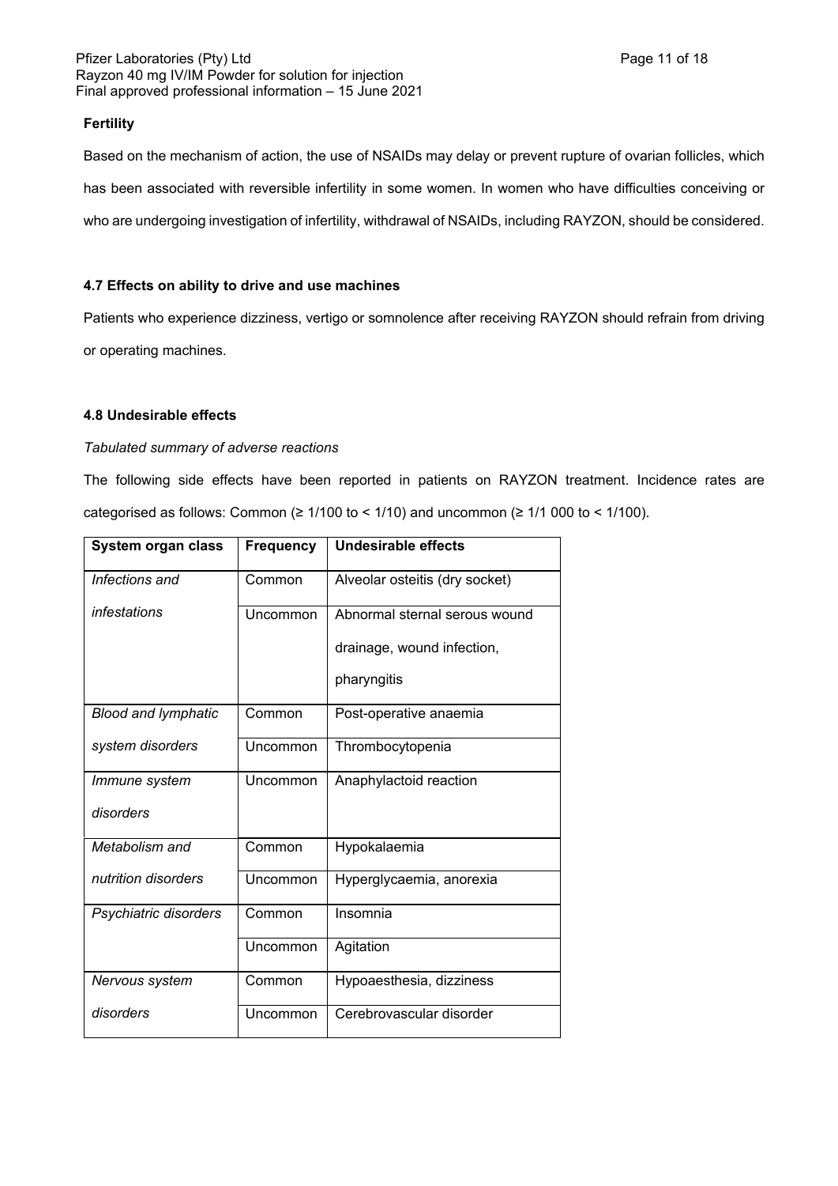**Fertility**

Based on the mechanism of action, the use of NSAIDs may delay or prevent rupture of ovarian follicles, which has been associated with reversible infertility in some women. In women who have difficulties conceiving or who are undergoing investigation of infertility, withdrawal of NSAIDs, including RAYZON, should be considered.

**4.7 Effects on ability to drive and use machines**

Patients who experience dizziness, vertigo or somnolence after receiving RAYZON should refrain from driving or operating machines.

**4.8 Undesirable effects**

*Tabulated summary of adverse reactions*

The following side effects have been reported in patients on RAYZON treatment. Incidence rates are categorised as follows: Common (≥ 1/100 to < 1/10) and uncommon (≥ 1/1 000 to < 1/100).

| System organ class | Frequency | Undesirable effects |
|---|---|---|
| *Infections and infestations* | Common | Alveolar osteitis (dry socket) |
| | Uncommon | Abnormal sternal serous wound drainage, wound infection, pharyngitis |
| *Blood and lymphatic system disorders* | Common | Post-operative anaemia |
| | Uncommon | Thrombocytopenia |
| *Immune system disorders* | Uncommon | Anaphylactoid reaction |
| *Metabolism and nutrition disorders* | Common | Hypokalaemia |
| | Uncommon | Hyperglycaemia, anorexia |
| *Psychiatric disorders* | Common | Insomnia |
| | Uncommon | Agitation |
| *Nervous system disorders* | Common | Hypoaesthesia, dizziness |
| | Uncommon | Cerebrovascular disorder |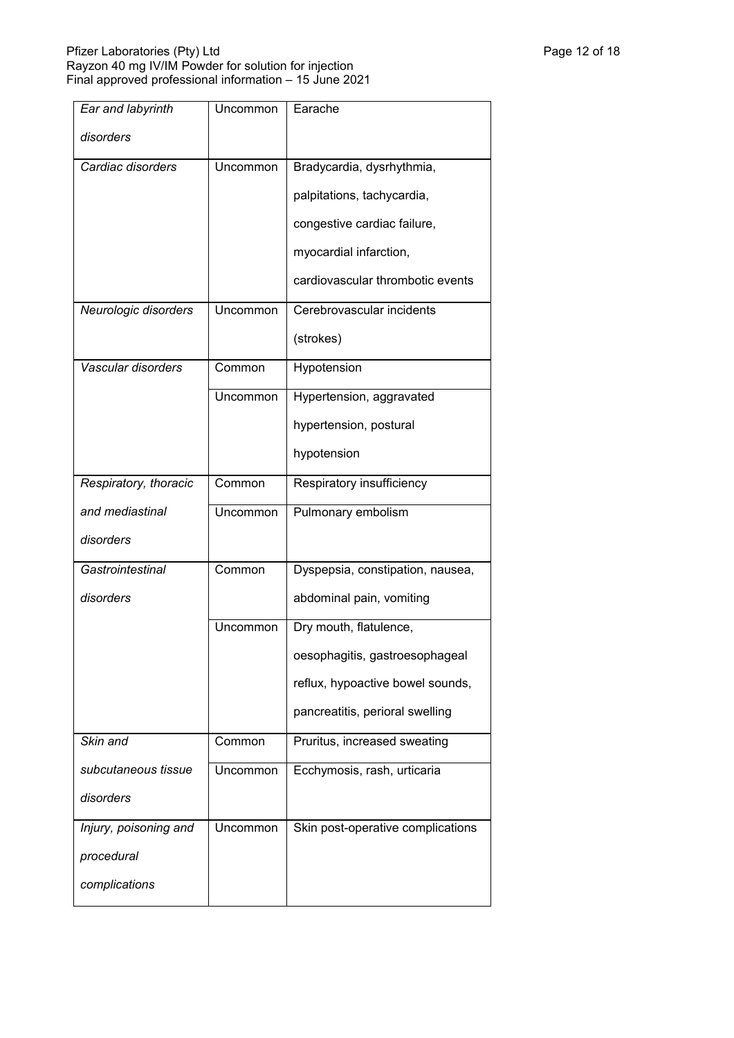| *Ear and labyrinth disorders* | Uncommon | Earache |
|---|---|---|
| *Cardiac disorders* | Uncommon | Bradycardia, dysrhythmia, palpitations, tachycardia, congestive cardiac failure, myocardial infarction, cardiovascular thrombotic events |
| *Neurologic disorders* | Uncommon | Cerebrovascular incidents (strokes) |
| *Vascular disorders* | Common | Hypotension |
| | Uncommon | Hypertension, aggravated hypertension, postural hypotension |
| *Respiratory, thoracic and mediastinal disorders* | Common | Respiratory insufficiency |
| | Uncommon | Pulmonary embolism |
| *Gastrointestinal disorders* | Common | Dyspepsia, constipation, nausea, abdominal pain, vomiting |
| | Uncommon | Dry mouth, flatulence, oesophagitis, gastroesophageal reflux, hypoactive bowel sounds, pancreatitis, perioral swelling |
| *Skin and subcutaneous tissue disorders* | Common | Pruritus, increased sweating |
| | Uncommon | Ecchymosis, rash, urticaria |
| *Injury, poisoning and procedural complications* | Uncommon | Skin post-operative complications |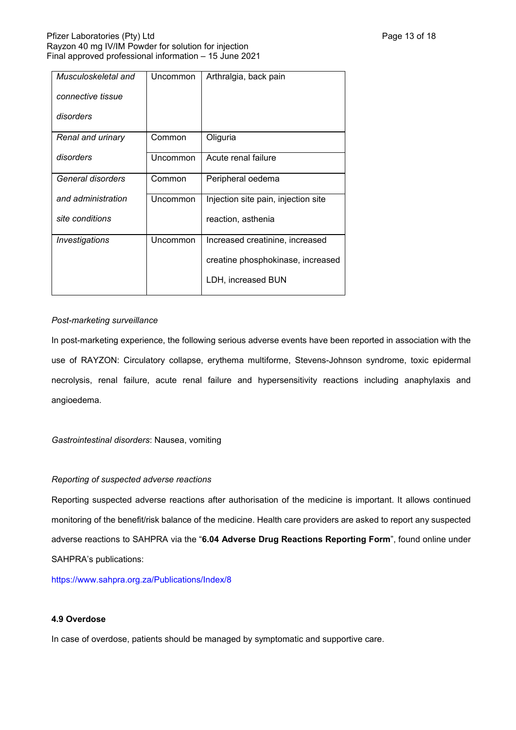| | | |
|---|---|---|
| *Musculoskeletal and connective tissue disorders* | Uncommon | Arthralgia, back pain |
| *Renal and urinary disorders* | Common | Oliguria |
| | Uncommon | Acute renal failure |
| *General disorders and administration site conditions* | Common | Peripheral oedema |
| | Uncommon | Injection site pain, injection site reaction, asthenia |
| *Investigations* | Uncommon | Increased creatinine, increased creatine phosphokinase, increased LDH, increased BUN |

*Post-marketing surveillance*

In post-marketing experience, the following serious adverse events have been reported in association with the use of RAYZON: Circulatory collapse, erythema multiforme, Stevens-Johnson syndrome, toxic epidermal necrolysis, renal failure, acute renal failure and hypersensitivity reactions including anaphylaxis and angioedema.

*Gastrointestinal disorders*: Nausea, vomiting

*Reporting of suspected adverse reactions*

Reporting suspected adverse reactions after authorisation of the medicine is important. It allows continued monitoring of the benefit/risk balance of the medicine. Health care providers are asked to report any suspected adverse reactions to SAHPRA via the "**6.04 Adverse Drug Reactions Reporting Form**", found online under SAHPRA's publications:

https://www.sahpra.org.za/Publications/Index/8

**4.9 Overdose**

In case of overdose, patients should be managed by symptomatic and supportive care.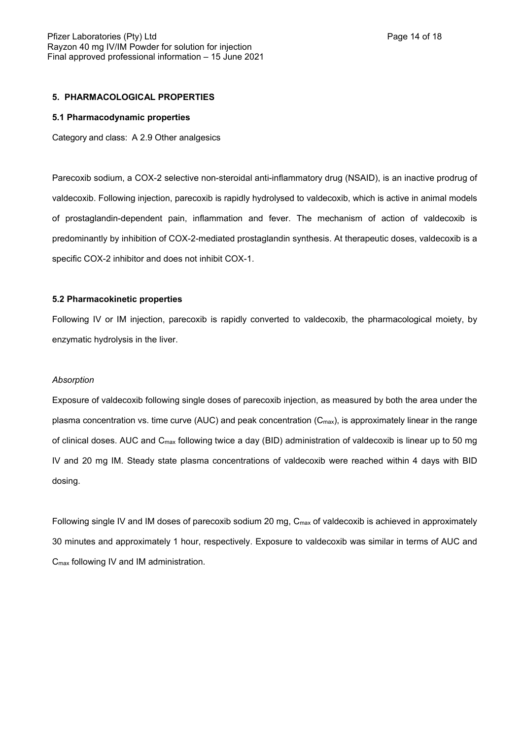## 5. PHARMACOLOGICAL PROPERTIES

### 5.1 Pharmacodynamic properties

Category and class: A 2.9 Other analgesics

Parecoxib sodium, a COX-2 selective non-steroidal anti-inflammatory drug (NSAID), is an inactive prodrug of valdecoxib. Following injection, parecoxib is rapidly hydrolysed to valdecoxib, which is active in animal models of prostaglandin-dependent pain, inflammation and fever. The mechanism of action of valdecoxib is predominantly by inhibition of COX-2-mediated prostaglandin synthesis. At therapeutic doses, valdecoxib is a specific COX-2 inhibitor and does not inhibit COX-1.

### 5.2 Pharmacokinetic properties

Following IV or IM injection, parecoxib is rapidly converted to valdecoxib, the pharmacological moiety, by enzymatic hydrolysis in the liver.

*Absorption*

Exposure of valdecoxib following single doses of parecoxib injection, as measured by both the area under the plasma concentration vs. time curve (AUC) and peak concentration ($C_{max}$), is approximately linear in the range of clinical doses. AUC and $C_{max}$ following twice a day (BID) administration of valdecoxib is linear up to 50 mg IV and 20 mg IM. Steady state plasma concentrations of valdecoxib were reached within 4 days with BID dosing.

Following single IV and IM doses of parecoxib sodium 20 mg, $C_{max}$ of valdecoxib is achieved in approximately 30 minutes and approximately 1 hour, respectively. Exposure to valdecoxib was similar in terms of AUC and $C_{max}$ following IV and IM administration.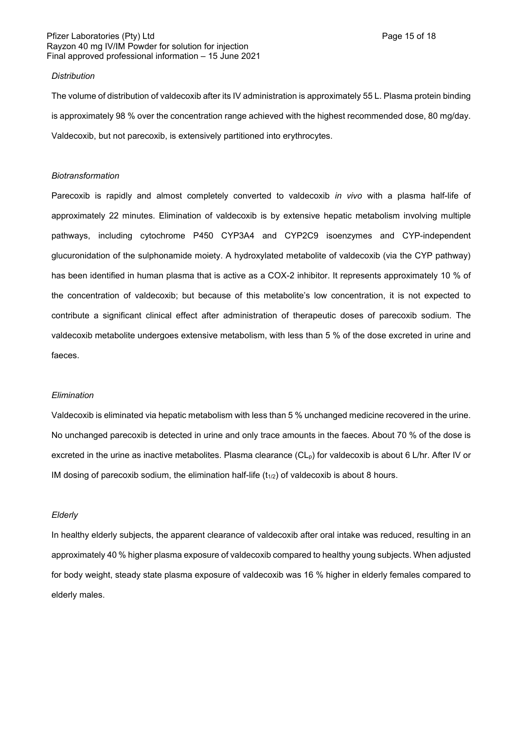*Distribution*

The volume of distribution of valdecoxib after its IV administration is approximately 55 L. Plasma protein binding is approximately 98 % over the concentration range achieved with the highest recommended dose, 80 mg/day. Valdecoxib, but not parecoxib, is extensively partitioned into erythrocytes.

*Biotransformation*

Parecoxib is rapidly and almost completely converted to valdecoxib *in vivo* with a plasma half-life of approximately 22 minutes. Elimination of valdecoxib is by extensive hepatic metabolism involving multiple pathways, including cytochrome P450 CYP3A4 and CYP2C9 isoenzymes and CYP-independent glucuronidation of the sulphonamide moiety. A hydroxylated metabolite of valdecoxib (via the CYP pathway) has been identified in human plasma that is active as a COX-2 inhibitor. It represents approximately 10 % of the concentration of valdecoxib; but because of this metabolite's low concentration, it is not expected to contribute a significant clinical effect after administration of therapeutic doses of parecoxib sodium. The valdecoxib metabolite undergoes extensive metabolism, with less than 5 % of the dose excreted in urine and faeces.

*Elimination*

Valdecoxib is eliminated via hepatic metabolism with less than 5 % unchanged medicine recovered in the urine. No unchanged parecoxib is detected in urine and only trace amounts in the faeces. About 70 % of the dose is excreted in the urine as inactive metabolites. Plasma clearance ($CL_p$) for valdecoxib is about 6 L/hr. After IV or IM dosing of parecoxib sodium, the elimination half-life ($t_{1/2}$) of valdecoxib is about 8 hours.

*Elderly*

In healthy elderly subjects, the apparent clearance of valdecoxib after oral intake was reduced, resulting in an approximately 40 % higher plasma exposure of valdecoxib compared to healthy young subjects. When adjusted for body weight, steady state plasma exposure of valdecoxib was 16 % higher in elderly females compared to elderly males.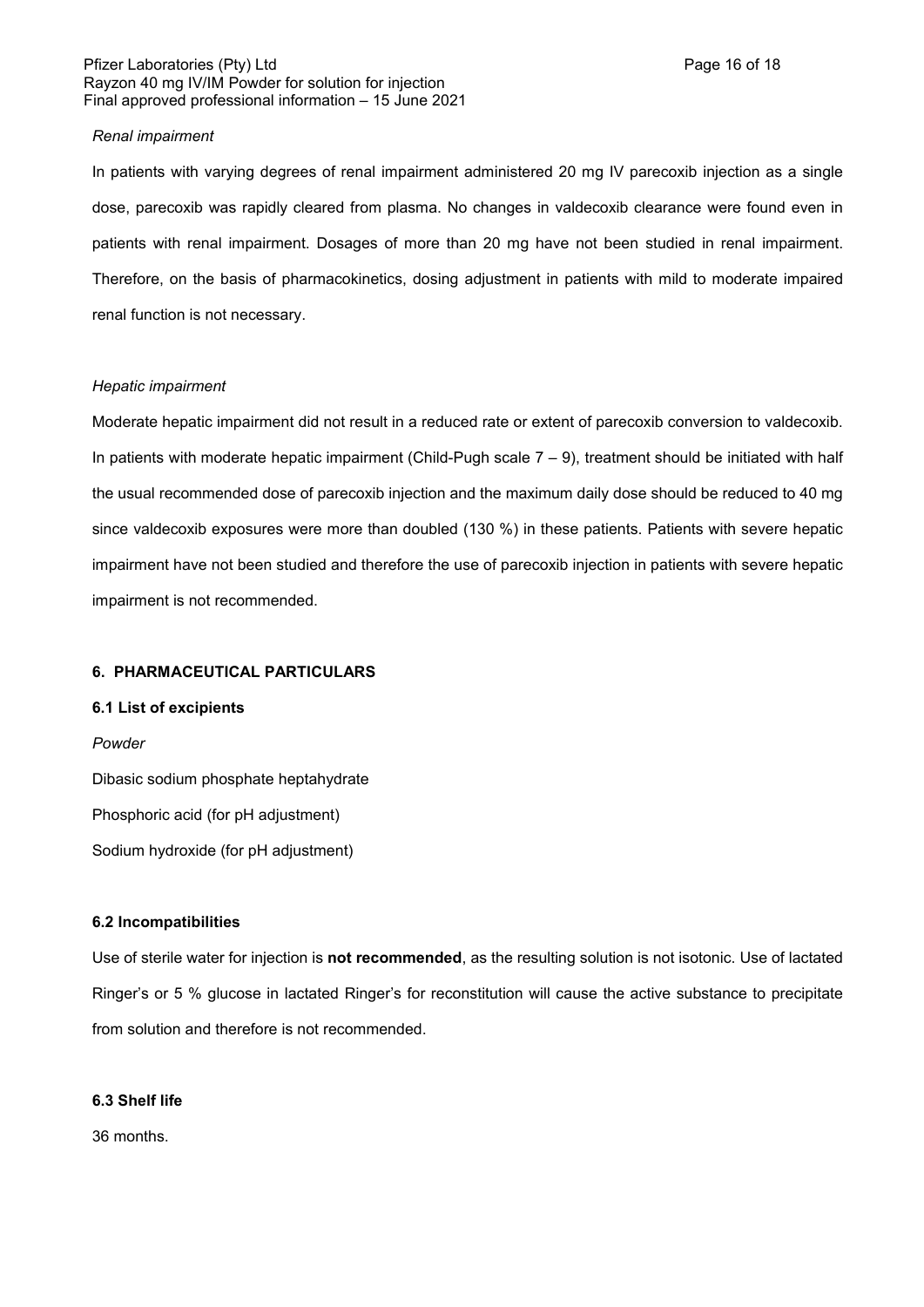*Renal impairment*

In patients with varying degrees of renal impairment administered 20 mg IV parecoxib injection as a single dose, parecoxib was rapidly cleared from plasma. No changes in valdecoxib clearance were found even in patients with renal impairment. Dosages of more than 20 mg have not been studied in renal impairment. Therefore, on the basis of pharmacokinetics, dosing adjustment in patients with mild to moderate impaired renal function is not necessary.

*Hepatic impairment*

Moderate hepatic impairment did not result in a reduced rate or extent of parecoxib conversion to valdecoxib. In patients with moderate hepatic impairment (Child-Pugh scale 7 – 9), treatment should be initiated with half the usual recommended dose of parecoxib injection and the maximum daily dose should be reduced to 40 mg since valdecoxib exposures were more than doubled (130 %) in these patients. Patients with severe hepatic impairment have not been studied and therefore the use of parecoxib injection in patients with severe hepatic impairment is not recommended.

## 6. PHARMACEUTICAL PARTICULARS

### 6.1 List of excipients

*Powder*

Dibasic sodium phosphate heptahydrate

Phosphoric acid (for pH adjustment)

Sodium hydroxide (for pH adjustment)

### 6.2 Incompatibilities

Use of sterile water for injection is **not recommended**, as the resulting solution is not isotonic. Use of lactated Ringer's or 5 % glucose in lactated Ringer's for reconstitution will cause the active substance to precipitate from solution and therefore is not recommended.

### 6.3 Shelf life

36 months.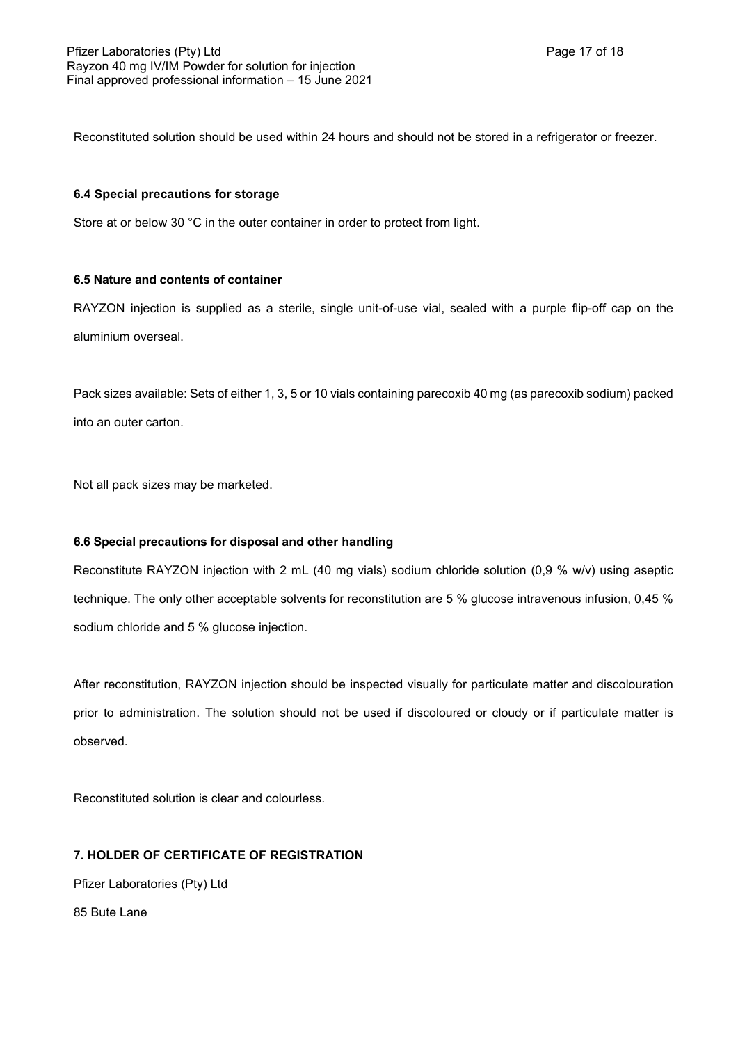Reconstituted solution should be used within 24 hours and should not be stored in a refrigerator or freezer.

### 6.4 Special precautions for storage

Store at or below 30 °C in the outer container in order to protect from light.

### 6.5 Nature and contents of container

RAYZON injection is supplied as a sterile, single unit-of-use vial, sealed with a purple flip-off cap on the aluminium overseal.

Pack sizes available: Sets of either 1, 3, 5 or 10 vials containing parecoxib 40 mg (as parecoxib sodium) packed into an outer carton.

Not all pack sizes may be marketed.

### 6.6 Special precautions for disposal and other handling

Reconstitute RAYZON injection with 2 mL (40 mg vials) sodium chloride solution (0,9 % w/v) using aseptic technique. The only other acceptable solvents for reconstitution are 5 % glucose intravenous infusion, 0,45 % sodium chloride and 5 % glucose injection.

After reconstitution, RAYZON injection should be inspected visually for particulate matter and discolouration prior to administration. The solution should not be used if discoloured or cloudy or if particulate matter is observed.

Reconstituted solution is clear and colourless.

## 7. HOLDER OF CERTIFICATE OF REGISTRATION

Pfizer Laboratories (Pty) Ltd

85 Bute Lane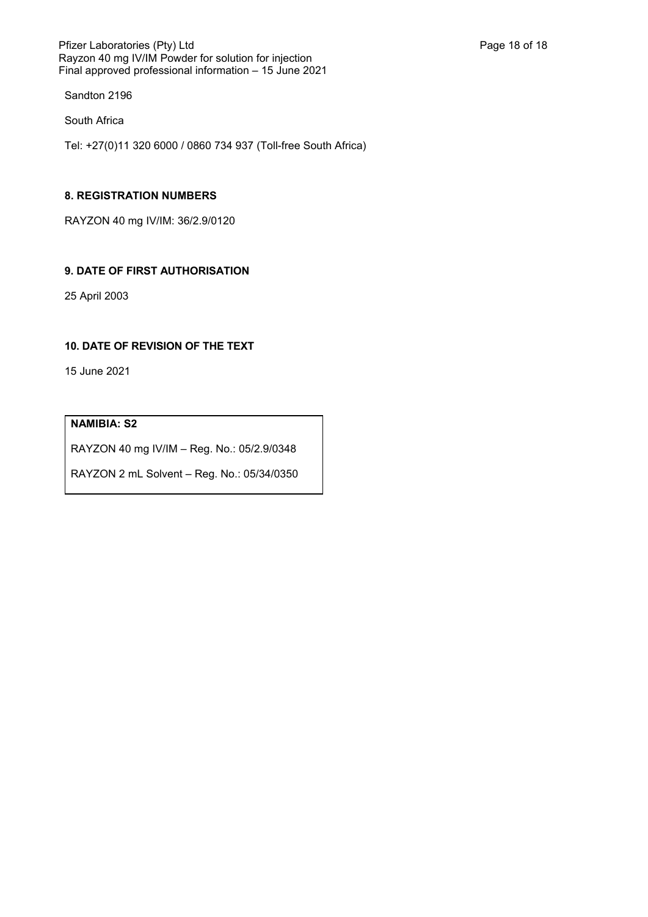Sandton 2196

South Africa

Tel: +27(0)11 320 6000 / 0860 734 937 (Toll-free South Africa)

**8. REGISTRATION NUMBERS**

RAYZON 40 mg IV/IM: 36/2.9/0120

**9. DATE OF FIRST AUTHORISATION**

25 April 2003

**10. DATE OF REVISION OF THE TEXT**

15 June 2021

**NAMIBIA: S2**

RAYZON 40 mg IV/IM – Reg. No.: 05/2.9/0348

RAYZON 2 mL Solvent – Reg. No.: 05/34/0350